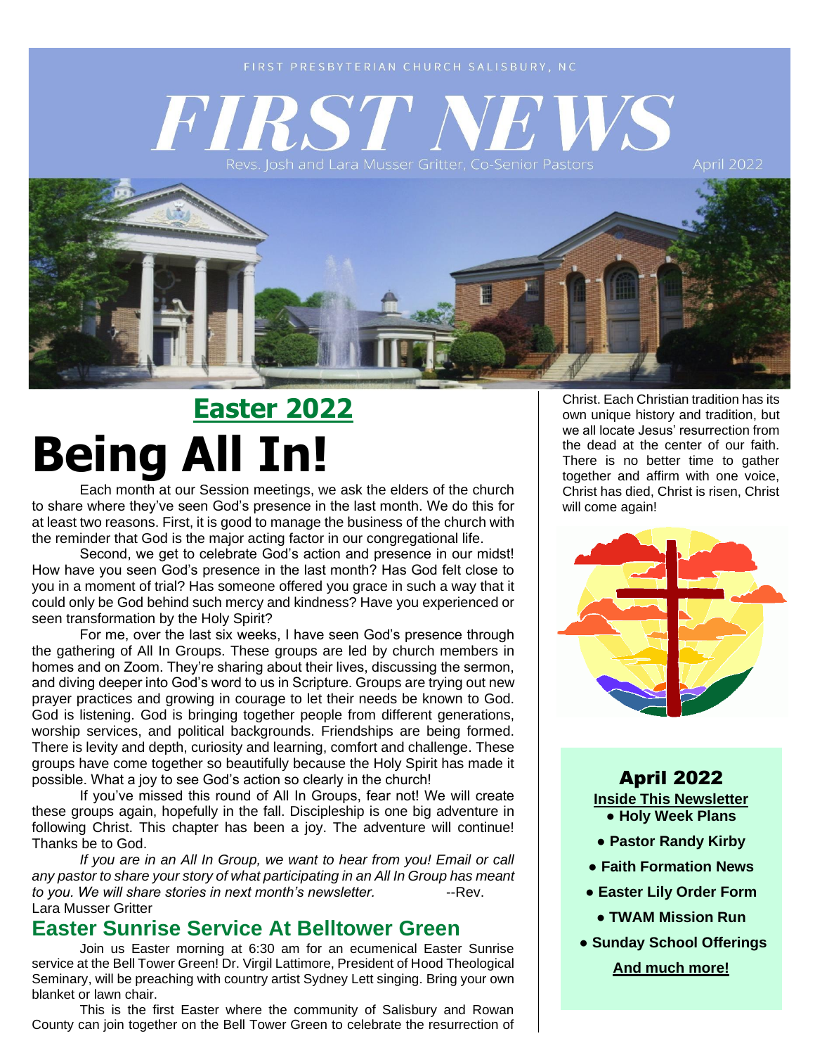FIRST PRESBYTERIAN CHURCH SALISBURY, NC

# FIRST NEWS

Revs. Josh and Lara Musser Gritter, Co-Senior Pastors

April 2022

## Easter 2022

# Being All In!

Each month at our Session meetings, we ask the elders of the church to share where they've seen God's presence in the last month. We do this for at least two reasons. First, it is good to manage the business of the church with the reminder that God is the major acting factor in our congregational life.

Second, we get to celebrate God's action and presence in our midst! How have you seen God's presence in the last month? Has God felt close to you in a moment of trial? Has someone offered you grace in such a way that it could only be God behind such mercy and kindness? Have you experienced or seen transformation by the Holy Spirit?

For me, over the last six weeks, I have seen God's presence through the gathering of All In Groups. These groups are led by church members in homes and on Zoom. They're sharing about their lives, discussing the sermon, and diving deeper into God's word to us in Scripture. Groups are trying out new prayer practices and growing in courage to let their needs be known to God. God is listening. God is bringing together people from different generations, worship services, and political backgrounds. Friendships are being formed. There is levity and depth, curiosity and learning, comfort and challenge. These groups have come together so beautifully because the Holy Spirit has made it possible. What a joy to see God's action so clearly in the church!

If you've missed this round of All In Groups, fear not! We will create these groups again, hopefully in the fall. Discipleship is one big adventure in following Christ. This chapter has been a joy. The adventure will continue! Thanks be to God.

*If you are in an All In Group, we want to hear from you! Email or call any pastor to share your story of what participating in an All In Group has meant to you. We will share stories in next month's newsletter.* --Rev. Lara Musser Gritter

## Easter Sunrise Service At Belltower Green

Join us Easter morning at 6:30 am for an ecumenical Easter Sunrise service at the Bell Tower Green! Dr. Virgil Lattimore, President of Hood Theological Seminary, will be preaching with country artist Sydney Lett singing. Bring your own blanket or lawn chair.

This is the first Easter where the community of Salisbury and Rowan County can join together on the Bell Tower Green to celebrate the resurrection of Christ. Each Christian tradition has its own unique history and tradition, but we all locate Jesus' resurrection from the dead at the center of our faith. There is no better time to gather together and affirm with one voice, Christ has died, Christ is risen, Christ will come again!

### April 2022

**Inside This Newsletter**

- **Holy Week Plans**
- **Pastor Randy Kirby**
- **Faith Formation News**
- **Easter Lily Order Form**
- **TWAM Mission Run**
- **Sunday School Offerings**

**And much more!**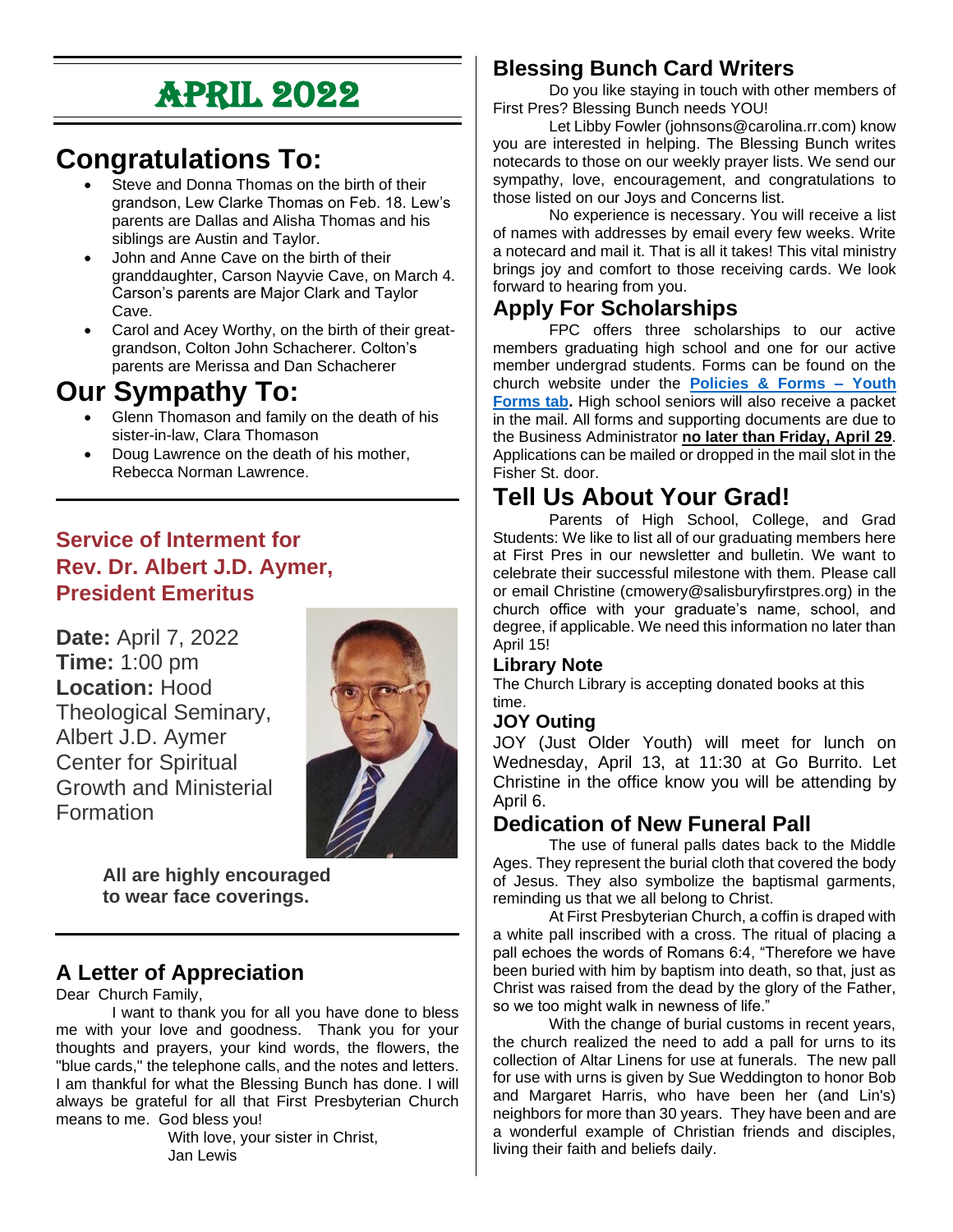# APRIL 2022

## Congratulations To:

- Steve and Donna Thomas on the birth of their grandson, Lew Clarke Thomas on Feb. 18. Lew's parents are Dallas and Alisha Thomas and his siblings are Austin and Taylor.
- John and Anne Cave on the birth of their granddaughter, Carson Nayvie Cave, on March 4. Carson's parents are Major Clark and Taylor Cave.
- Carol and Acey Worthy, on the birth of their great-grandson, Colton John Schacherer. Colton's parents are Merissa and Dan Schacherer

## Our Sympathy To:

- Glenn Thomason and family on the death of his sister-in-law, Clara Thomason
- Doug Lawrence on the death of his mother, Rebecca Norman Lawrence.

## Service of Interment for Rev. Dr. Albert J.D. Aymer, President Emeritus

**Date:** April 7, 2022
**Time:** 1:00 pm
**Location:** Hood Theological Seminary, Albert J.D. Aymer Center for Spiritual Growth and Ministerial Formation

**All are highly encouraged to wear face coverings.**

## A Letter of Appreciation

Dear Church Family,

I want to thank you for all you have done to bless me with your love and goodness. Thank you for your thoughts and prayers, your kind words, the flowers, the "blue cards," the telephone calls, and the notes and letters. I am thankful for what the Blessing Bunch has done. I will always be grateful for all that First Presbyterian Church means to me. God bless you!

With love, your sister in Christ,
Jan Lewis

## Blessing Bunch Card Writers

Do you like staying in touch with other members of First Pres? Blessing Bunch needs YOU!

Let Libby Fowler (johnsons@carolina.rr.com) know you are interested in helping. The Blessing Bunch writes notecards to those on our weekly prayer lists. We send our sympathy, love, encouragement, and congratulations to those listed on our Joys and Concerns list.

No experience is necessary. You will receive a list of names with addresses by email every few weeks. Write a notecard and mail it. That is all it takes! This vital ministry brings joy and comfort to those receiving cards. We look forward to hearing from you.

## Apply For Scholarships

FPC offers three scholarships to our active members graduating high school and one for our active member undergrad students. Forms can be found on the church website under the **Policies & Forms – Youth Forms tab.** High school seniors will also receive a packet in the mail. All forms and supporting documents are due to the Business Administrator **no later than Friday, April 29**. Applications can be mailed or dropped in the mail slot in the Fisher St. door.

## Tell Us About Your Grad!

Parents of High School, College, and Grad Students: We like to list all of our graduating members here at First Pres in our newsletter and bulletin. We want to celebrate their successful milestone with them. Please call or email Christine (cmowery@salisburyfirstpres.org) in the church office with your graduate's name, school, and degree, if applicable. We need this information no later than April 15!

### Library Note

The Church Library is accepting donated books at this time.

### JOY Outing

JOY (Just Older Youth) will meet for lunch on Wednesday, April 13, at 11:30 at Go Burrito. Let Christine in the office know you will be attending by April 6.

## Dedication of New Funeral Pall

The use of funeral palls dates back to the Middle Ages. They represent the burial cloth that covered the body of Jesus. They also symbolize the baptismal garments, reminding us that we all belong to Christ.

At First Presbyterian Church, a coffin is draped with a white pall inscribed with a cross. The ritual of placing a pall echoes the words of Romans 6:4, "Therefore we have been buried with him by baptism into death, so that, just as Christ was raised from the dead by the glory of the Father, so we too might walk in newness of life."

With the change of burial customs in recent years, the church realized the need to add a pall for urns to its collection of Altar Linens for use at funerals. The new pall for use with urns is given by Sue Weddington to honor Bob and Margaret Harris, who have been her (and Lin's) neighbors for more than 30 years. They have been and are a wonderful example of Christian friends and disciples, living their faith and beliefs daily.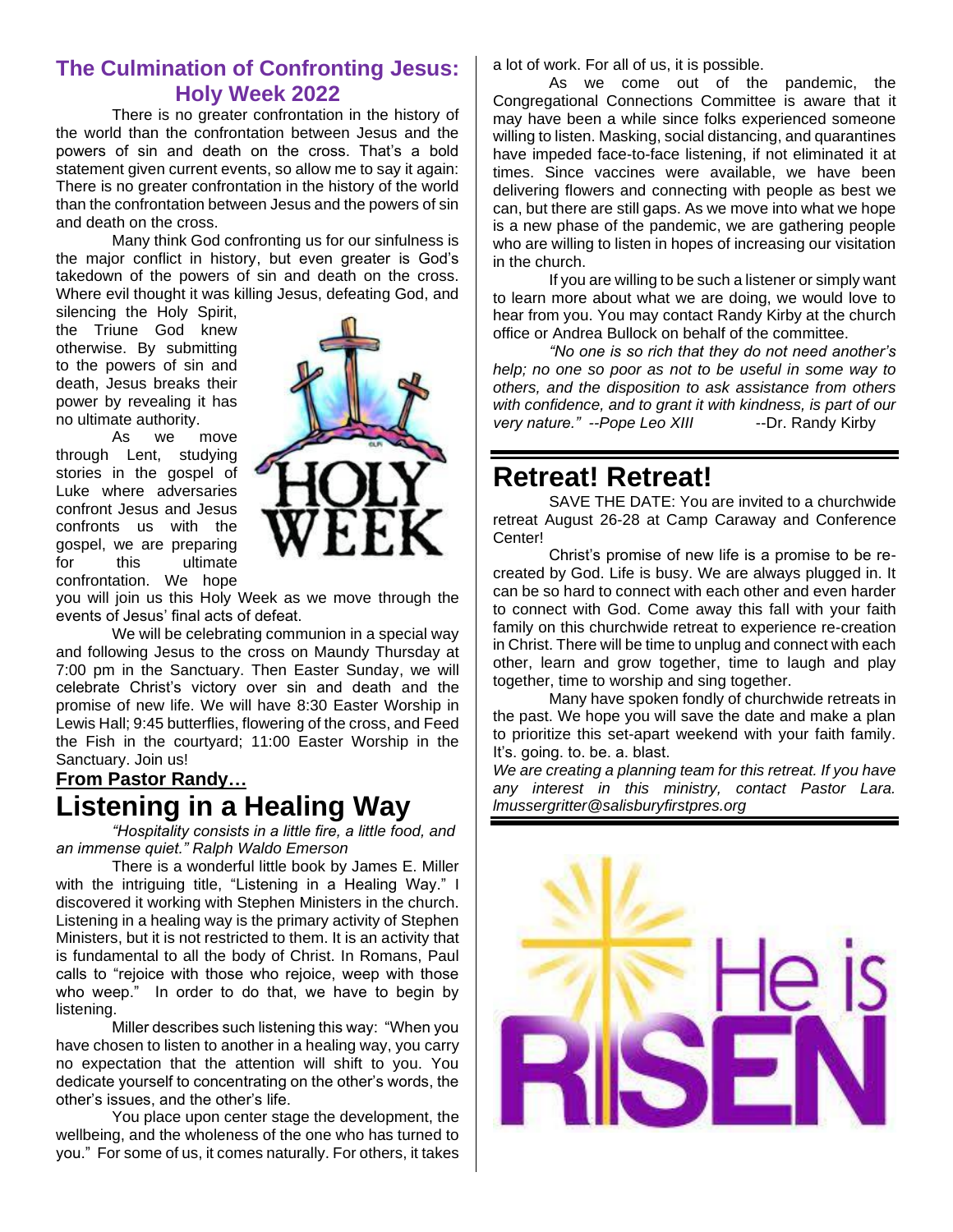## The Culmination of Confronting Jesus: Holy Week 2022

There is no greater confrontation in the history of the world than the confrontation between Jesus and the powers of sin and death on the cross. That's a bold statement given current events, so allow me to say it again: There is no greater confrontation in the history of the world than the confrontation between Jesus and the powers of sin and death on the cross.

Many think God confronting us for our sinfulness is the major conflict in history, but even greater is God's takedown of the powers of sin and death on the cross. Where evil thought it was killing Jesus, defeating God, and silencing the Holy Spirit, the Triune God knew otherwise. By submitting to the powers of sin and death, Jesus breaks their power by revealing it has no ultimate authority.

As we move through Lent, studying stories in the gospel of Luke where adversaries confront Jesus and Jesus confronts us with the gospel, we are preparing for this ultimate confrontation. We hope you will join us this Holy Week as we move through the events of Jesus' final acts of defeat.

We will be celebrating communion in a special way and following Jesus to the cross on Maundy Thursday at 7:00 pm in the Sanctuary. Then Easter Sunday, we will celebrate Christ's victory over sin and death and the promise of new life. We will have 8:30 Easter Worship in Lewis Hall; 9:45 butterflies, flowering of the cross, and Feed the Fish in the courtyard; 11:00 Easter Worship in the Sanctuary. Join us!

**From Pastor Randy…**

# Listening in a Healing Way

*"Hospitality consists in a little fire, a little food, and an immense quiet." Ralph Waldo Emerson*

There is a wonderful little book by James E. Miller with the intriguing title, "Listening in a Healing Way." I discovered it working with Stephen Ministers in the church. Listening in a healing way is the primary activity of Stephen Ministers, but it is not restricted to them. It is an activity that is fundamental to all the body of Christ. In Romans, Paul calls to "rejoice with those who rejoice, weep with those who weep." In order to do that, we have to begin by listening.

Miller describes such listening this way: "When you have chosen to listen to another in a healing way, you carry no expectation that the attention will shift to you. You dedicate yourself to concentrating on the other's words, the other's issues, and the other's life.

You place upon center stage the development, the wellbeing, and the wholeness of the one who has turned to you." For some of us, it comes naturally. For others, it takes a lot of work. For all of us, it is possible.

As we come out of the pandemic, the Congregational Connections Committee is aware that it may have been a while since folks experienced someone willing to listen. Masking, social distancing, and quarantines have impeded face-to-face listening, if not eliminated it at times. Since vaccines were available, we have been delivering flowers and connecting with people as best we can, but there are still gaps. As we move into what we hope is a new phase of the pandemic, we are gathering people who are willing to listen in hopes of increasing our visitation in the church.

If you are willing to be such a listener or simply want to learn more about what we are doing, we would love to hear from you. You may contact Randy Kirby at the church office or Andrea Bullock on behalf of the committee.

*"No one is so rich that they do not need another's help; no one so poor as not to be useful in some way to others, and the disposition to ask assistance from others with confidence, and to grant it with kindness, is part of our very nature." --Pope Leo XIII* --Dr. Randy Kirby

# Retreat! Retreat!

SAVE THE DATE: You are invited to a churchwide retreat August 26-28 at Camp Caraway and Conference Center!

Christ's promise of new life is a promise to be re-created by God. Life is busy. We are always plugged in. It can be so hard to connect with each other and even harder to connect with God. Come away this fall with your faith family on this churchwide retreat to experience re-creation in Christ. There will be time to unplug and connect with each other, learn and grow together, time to laugh and play together, time to worship and sing together.

Many have spoken fondly of churchwide retreats in the past. We hope you will save the date and make a plan to prioritize this set-apart weekend with your faith family. It's. going. to. be. a. blast.

*We are creating a planning team for this retreat. If you have any interest in this ministry, contact Pastor Lara. lmussergritter@salisburyfirstpres.org*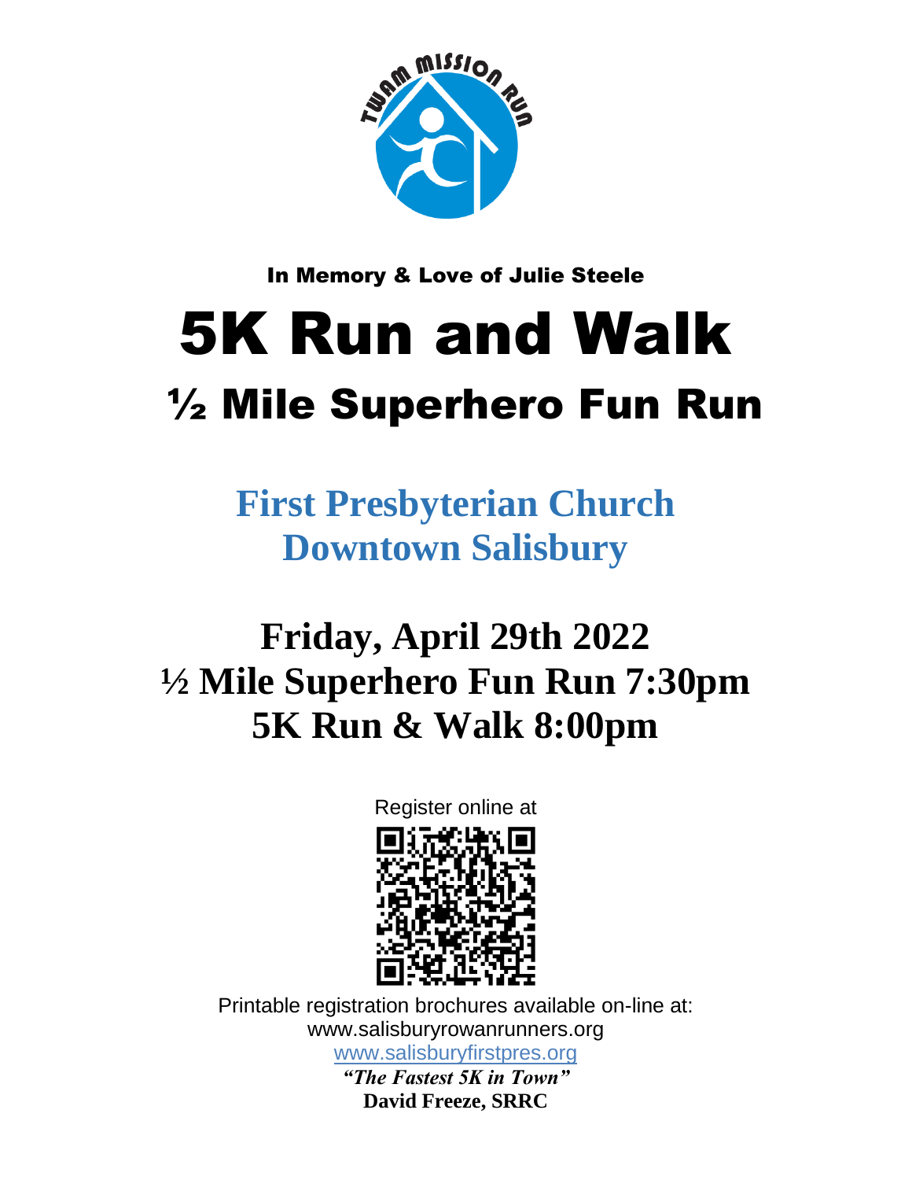In Memory & Love of Julie Steele

# 5K Run and Walk

## ½ Mile Superhero Fun Run

**First Presbyterian Church**
**Downtown Salisbury**

## Friday, April 29th 2022
## ½ Mile Superhero Fun Run 7:30pm
## 5K Run & Walk 8:00pm

Register online at

Printable registration brochures available on-line at:
www.salisburyrowanrunners.org
www.salisburyfirstpres.org

***"The Fastest 5K in Town"***
**David Freeze, SRRC**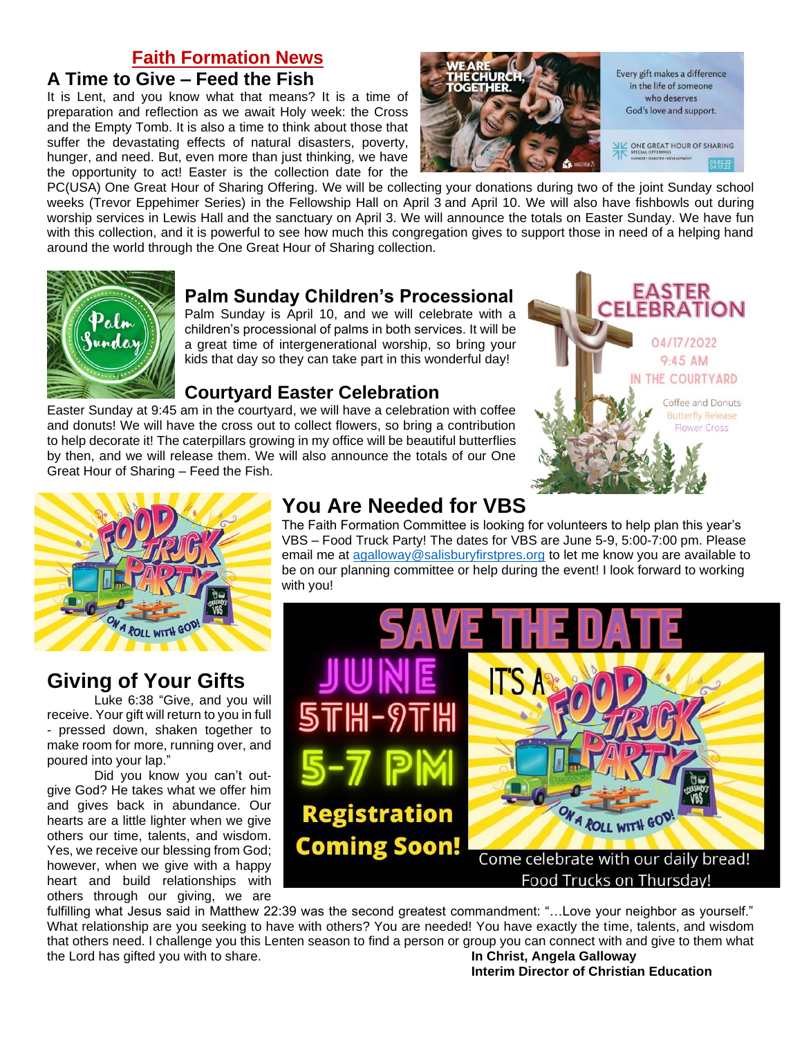# Faith Formation News

## A Time to Give – Feed the Fish

It is Lent, and you know what that means? It is a time of preparation and reflection as we await Holy week: the Cross and the Empty Tomb. It is also a time to think about those that suffer the devastating effects of natural disasters, poverty, hunger, and need. But, even more than just thinking, we have the opportunity to act! Easter is the collection date for the PC(USA) One Great Hour of Sharing Offering. We will be collecting your donations during two of the joint Sunday school weeks (Trevor Eppehimer Series) in the Fellowship Hall on April 3 and April 10. We will also have fishbowls out during worship services in Lewis Hall and the sanctuary on April 3. We will announce the totals on Easter Sunday. We have fun with this collection, and it is powerful to see how much this congregation gives to support those in need of a helping hand around the world through the One Great Hour of Sharing collection.

WE ARE THE CHURCH, TOGETHER.

Every gift makes a difference in the life of someone who deserves God's love and support.

ONE GREAT HOUR OF SHARING
SPECIAL OFFERINGS
HUNGER • DISASTER • DEVELOPMENT
03.02.22 - 04.17.22

## Palm Sunday Children's Processional

Palm Sunday is April 10, and we will celebrate with a children's processional of palms in both services. It will be a great time of intergenerational worship, so bring your kids that day so they can take part in this wonderful day!

## Courtyard Easter Celebration

Easter Sunday at 9:45 am in the courtyard, we will have a celebration with coffee and donuts! We will have the cross out to collect flowers, so bring a contribution to help decorate it! The caterpillars growing in my office will be beautiful butterflies by then, and we will release them. We will also announce the totals of our One Great Hour of Sharing – Feed the Fish.

EASTER CELEBRATION
04/17/2022
9:45 AM
IN THE COURTYARD
Coffee and Donuts
Butterfly Release
Flower Cross

## You Are Needed for VBS

The Faith Formation Committee is looking for volunteers to help plan this year's VBS – Food Truck Party! The dates for VBS are June 5-9, 5:00-7:00 pm. Please email me at agalloway@salisburyfirstpres.org to let me know you are available to be on our planning committee or help during the event! I look forward to working with you!

SAVE THE DATE
JUNE 5TH-9TH
5-7 PM
Registration Coming Soon!
IT'S A FOOD TRUCK PARTY — ON A ROLL WITH GOD!
Come celebrate with our daily bread!
Food Trucks on Thursday!

## Giving of Your Gifts

Luke 6:38 "Give, and you will receive. Your gift will return to you in full - pressed down, shaken together to make room for more, running over, and poured into your lap."

Did you know you can't out-give God? He takes what we offer him and gives back in abundance. Our hearts are a little lighter when we give others our time, talents, and wisdom. Yes, we receive our blessing from God; however, when we give with a happy heart and build relationships with others through our giving, we are fulfilling what Jesus said in Matthew 22:39 was the second greatest commandment: "…Love your neighbor as yourself." What relationship are you seeking to have with others? You are needed! You have exactly the time, talents, and wisdom that others need. I challenge you this Lenten season to find a person or group you can connect with and give to them what the Lord has gifted you with to share.

**In Christ, Angela Galloway**
**Interim Director of Christian Education**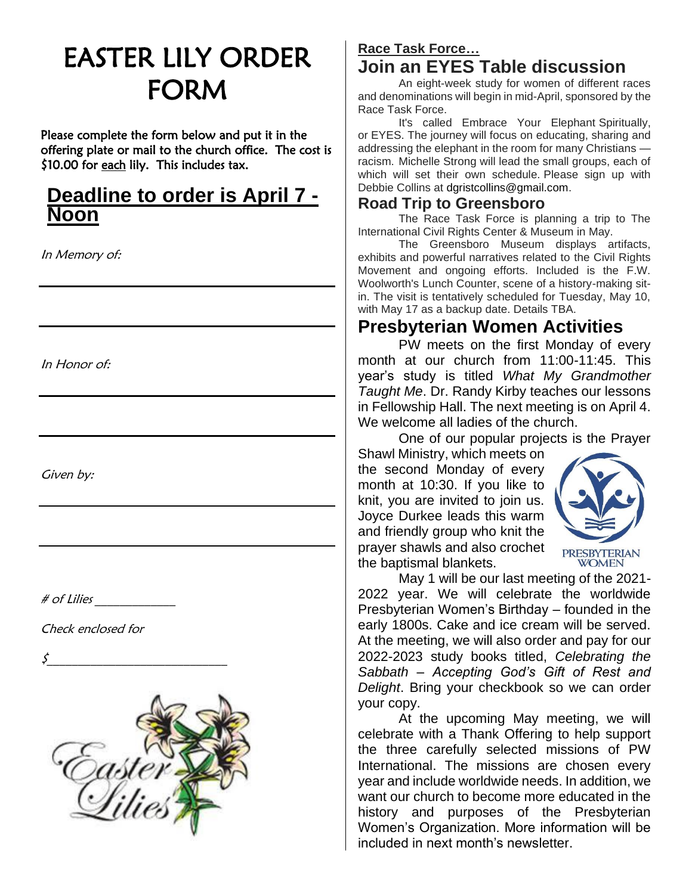# EASTER LILY ORDER FORM

Please complete the form below and put it in the offering plate or mail to the church office. The cost is $10.00 for each lily. This includes tax.

## Deadline to order is April 7 - Noon

*In Memory of:*

_______________________________________

_______________________________________

*In Honor of:*

_______________________________________

_______________________________________

*Given by:*

_______________________________________

_______________________________________

*# of Lilies* ____________

*Check enclosed for*

*$*___________________________

**Race Task Force…**

## Join an EYES Table discussion

An eight-week study for women of different races and denominations will begin in mid-April, sponsored by the Race Task Force.

It's called Embrace Your Elephant Spiritually, or EYES. The journey will focus on educating, sharing and addressing the elephant in the room for many Christians — racism. Michelle Strong will lead the small groups, each of which will set their own schedule. Please sign up with Debbie Collins at dgristcollins@gmail.com.

## Road Trip to Greensboro

The Race Task Force is planning a trip to The International Civil Rights Center & Museum in May.

The Greensboro Museum displays artifacts, exhibits and powerful narratives related to the Civil Rights Movement and ongoing efforts. Included is the F.W. Woolworth's Lunch Counter, scene of a history-making sit-in. The visit is tentatively scheduled for Tuesday, May 10, with May 17 as a backup date. Details TBA.

## Presbyterian Women Activities

PW meets on the first Monday of every month at our church from 11:00-11:45. This year's study is titled *What My Grandmother Taught Me*. Dr. Randy Kirby teaches our lessons in Fellowship Hall. The next meeting is on April 4. We welcome all ladies of the church.

One of our popular projects is the Prayer Shawl Ministry, which meets on the second Monday of every month at 10:30. If you like to knit, you are invited to join us. Joyce Durkee leads this warm and friendly group who knit the prayer shawls and also crochet the baptismal blankets.

May 1 will be our last meeting of the 2021-2022 year. We will celebrate the worldwide Presbyterian Women's Birthday – founded in the early 1800s. Cake and ice cream will be served. At the meeting, we will also order and pay for our 2022-2023 study books titled, *Celebrating the Sabbath – Accepting God's Gift of Rest and Delight*. Bring your checkbook so we can order your copy.

At the upcoming May meeting, we will celebrate with a Thank Offering to help support the three carefully selected missions of PW International. The missions are chosen every year and include worldwide needs. In addition, we want our church to become more educated in the history and purposes of the Presbyterian Women's Organization. More information will be included in next month's newsletter.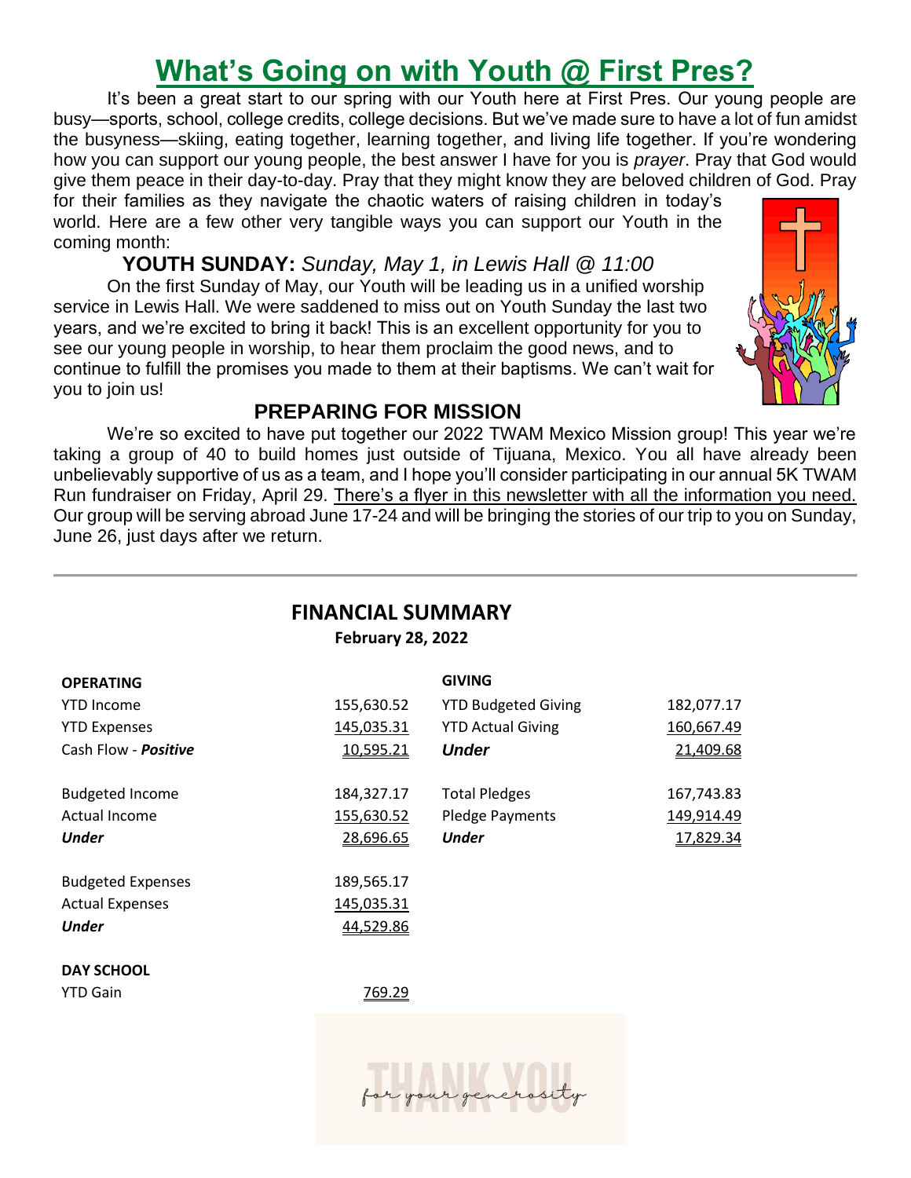# What's Going on with Youth @ First Pres?

It's been a great start to our spring with our Youth here at First Pres. Our young people are busy—sports, school, college credits, college decisions. But we've made sure to have a lot of fun amidst the busyness—skiing, eating together, learning together, and living life together. If you're wondering how you can support our young people, the best answer I have for you is *prayer*. Pray that God would give them peace in their day-to-day. Pray that they might know they are beloved children of God. Pray for their families as they navigate the chaotic waters of raising children in today's world. Here are a few other very tangible ways you can support our Youth in the coming month:

### YOUTH SUNDAY: *Sunday, May 1, in Lewis Hall @ 11:00*

On the first Sunday of May, our Youth will be leading us in a unified worship service in Lewis Hall. We were saddened to miss out on Youth Sunday the last two years, and we're excited to bring it back! This is an excellent opportunity for you to see our young people in worship, to hear them proclaim the good news, and to continue to fulfill the promises you made to them at their baptisms. We can't wait for you to join us!

### PREPARING FOR MISSION

We're so excited to have put together our 2022 TWAM Mexico Mission group! This year we're taking a group of 40 to build homes just outside of Tijuana, Mexico. You all have already been unbelievably supportive of us as a team, and I hope you'll consider participating in our annual 5K TWAM Run fundraiser on Friday, April 29. There's a flyer in this newsletter with all the information you need. Our group will be serving abroad June 17-24 and will be bringing the stories of our trip to you on Sunday, June 26, just days after we return.

---

## FINANCIAL SUMMARY

**February 28, 2022**

| **OPERATING** | | **GIVING** | |
|---|---|---|---|
| YTD Income | 155,630.52 | YTD Budgeted Giving | 182,077.17 |
| YTD Expenses | 145,035.31 | YTD Actual Giving | 160,667.49 |
| Cash Flow - ***Positive*** | 10,595.21 | ***Under*** | 21,409.68 |
| | | | |
| Budgeted Income | 184,327.17 | Total Pledges | 167,743.83 |
| Actual Income | 155,630.52 | Pledge Payments | 149,914.49 |
| ***Under*** | 28,696.65 | ***Under*** | 17,829.34 |
| | | | |
| Budgeted Expenses | 189,565.17 | | |
| Actual Expenses | 145,035.31 | | |
| ***Under*** | 44,529.86 | | |
| | | | |
| **DAY SCHOOL** | | | |
| YTD Gain | 769.29 | | |

THANK YOU for your generosity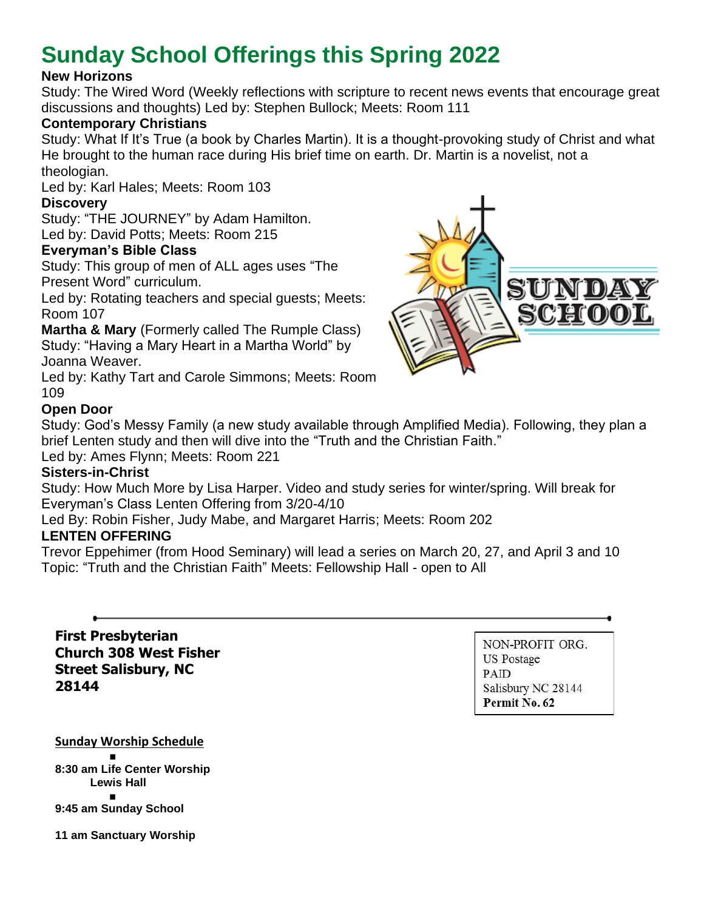# Sunday School Offerings this Spring 2022

**New Horizons**

Study: The Wired Word (Weekly reflections with scripture to recent news events that encourage great discussions and thoughts) Led by: Stephen Bullock; Meets: Room 111

**Contemporary Christians**

Study: What If It's True (a book by Charles Martin). It is a thought-provoking study of Christ and what He brought to the human race during His brief time on earth. Dr. Martin is a novelist, not a theologian.

Led by: Karl Hales; Meets: Room 103

**Discovery**

Study: "THE JOURNEY" by Adam Hamilton.

Led by: David Potts; Meets: Room 215

**Everyman's Bible Class**

Study: This group of men of ALL ages uses "The Present Word" curriculum.

Led by: Rotating teachers and special guests; Meets: Room 107

**Martha & Mary** (Formerly called The Rumple Class)

Study: "Having a Mary Heart in a Martha World" by Joanna Weaver.

Led by: Kathy Tart and Carole Simmons; Meets: Room 109

**Open Door**

Study: God's Messy Family (a new study available through Amplified Media). Following, they plan a brief Lenten study and then will dive into the "Truth and the Christian Faith."

Led by: Ames Flynn; Meets: Room 221

**Sisters-in-Christ**

Study: How Much More by Lisa Harper. Video and study series for winter/spring. Will break for Everyman's Class Lenten Offering from 3/20-4/10

Led By: Robin Fisher, Judy Mabe, and Margaret Harris; Meets: Room 202

**LENTEN OFFERING**

Trevor Eppehimer (from Hood Seminary) will lead a series on March 20, 27, and April 3 and 10

Topic: "Truth and the Christian Faith" Meets: Fellowship Hall - open to All

---

**First Presbyterian Church 308 West Fisher Street Salisbury, NC 28144**

NON-PROFIT ORG.
US Postage
PAID
Salisbury NC 28144
**Permit No. 62**

**Sunday Worship Schedule**

- **8:30 am Life Center Worship Lewis Hall**
- **9:45 am Sunday School**

**11 am Sanctuary Worship**